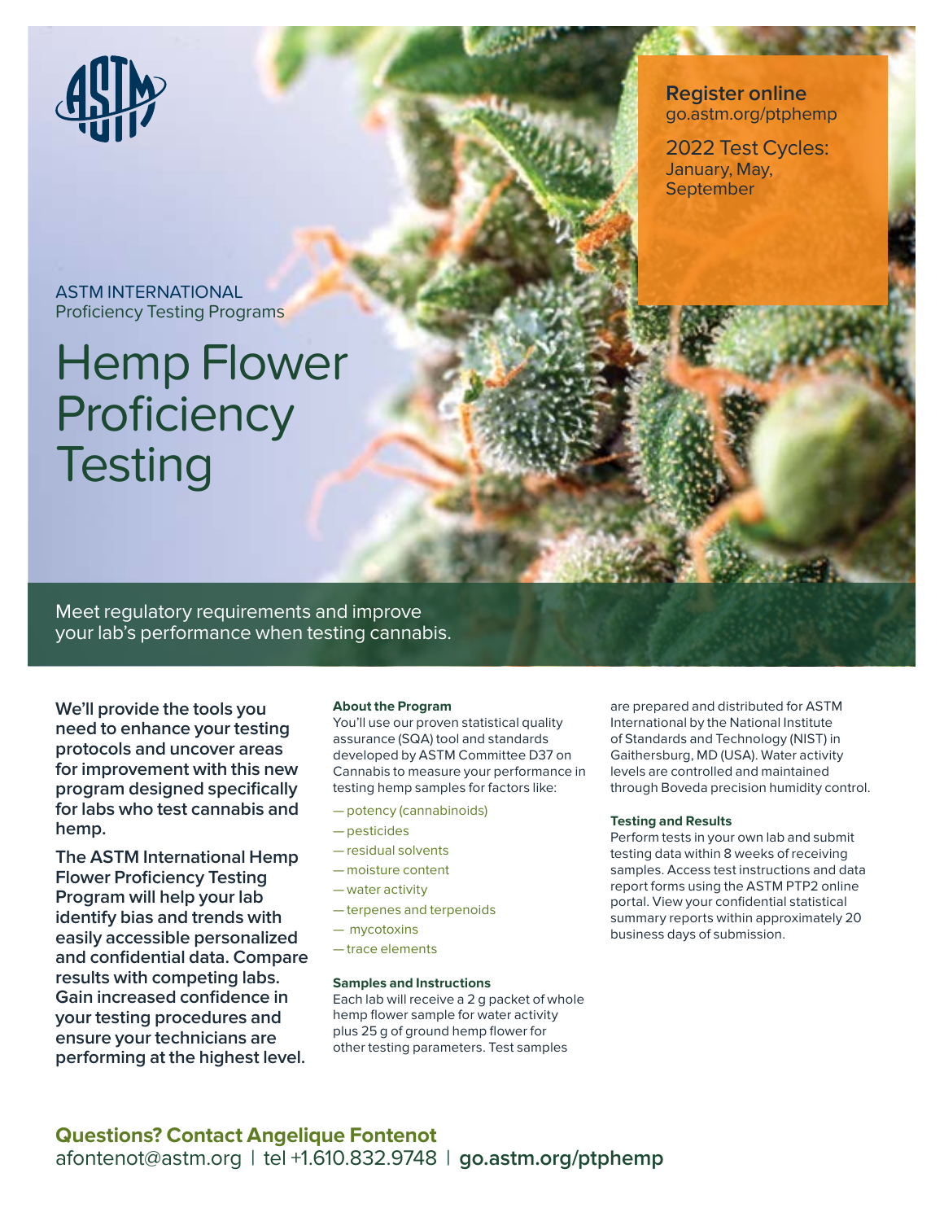ASTM INTERNATIONAL
Proficiency Testing Programs

# Hemp Flower Proficiency Testing

**Register online**
go.astm.org/ptphemp

2022 Test Cycles:
January, May, September

Meet regulatory requirements and improve your lab's performance when testing cannabis.

**We'll provide the tools you need to enhance your testing protocols and uncover areas for improvement with this new program designed specifically for labs who test cannabis and hemp.**

**The ASTM International Hemp Flower Proficiency Testing Program will help your lab identify bias and trends with easily accessible personalized and confidential data. Compare results with competing labs. Gain increased confidence in your testing procedures and ensure your technicians are performing at the highest level.**

### About the Program

You'll use our proven statistical quality assurance (SQA) tool and standards developed by ASTM Committee D37 on Cannabis to measure your performance in testing hemp samples for factors like:

- potency (cannabinoids)
- pesticides
- residual solvents
- moisture content
- water activity
- terpenes and terpenoids
- mycotoxins
- trace elements

### Samples and Instructions

Each lab will receive a 2 g packet of whole hemp flower sample for water activity plus 25 g of ground hemp flower for other testing parameters. Test samples are prepared and distributed for ASTM International by the National Institute of Standards and Technology (NIST) in Gaithersburg, MD (USA). Water activity levels are controlled and maintained through Boveda precision humidity control.

### Testing and Results

Perform tests in your own lab and submit testing data within 8 weeks of receiving samples. Access test instructions and data report forms using the ASTM PTP2 online portal. View your confidential statistical summary reports within approximately 20 business days of submission.

**Questions? Contact Angelique Fontenot**
afontenot@astm.org | tel +1.610.832.9748 | **go.astm.org/ptphemp**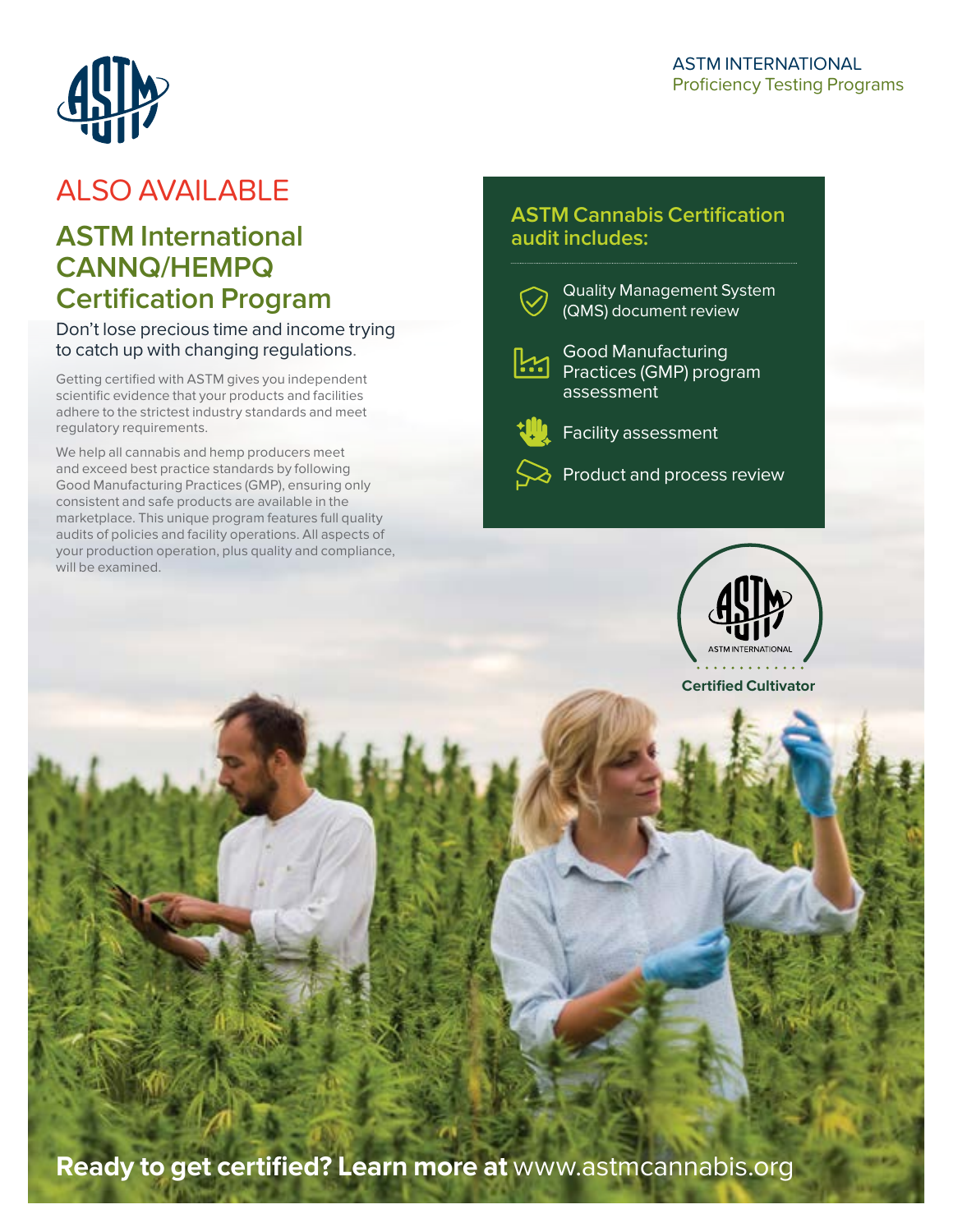ASTM INTERNATIONAL
Proficiency Testing Programs

## ALSO AVAILABLE

# ASTM International CANNQ/HEMPQ Certification Program

Don't lose precious time and income trying to catch up with changing regulations.

Getting certified with ASTM gives you independent scientific evidence that your products and facilities adhere to the strictest industry standards and meet regulatory requirements.

We help all cannabis and hemp producers meet and exceed best practice standards by following Good Manufacturing Practices (GMP), ensuring only consistent and safe products are available in the marketplace. This unique program features full quality audits of policies and facility operations. All aspects of your production operation, plus quality and compliance, will be examined.

### ASTM Cannabis Certification audit includes:

- Quality Management System (QMS) document review
- Good Manufacturing Practices (GMP) program assessment
- Facility assessment
- Product and process review

ASTM INTERNATIONAL

Certified Cultivator

**Ready to get certified? Learn more at** www.astmcannabis.org